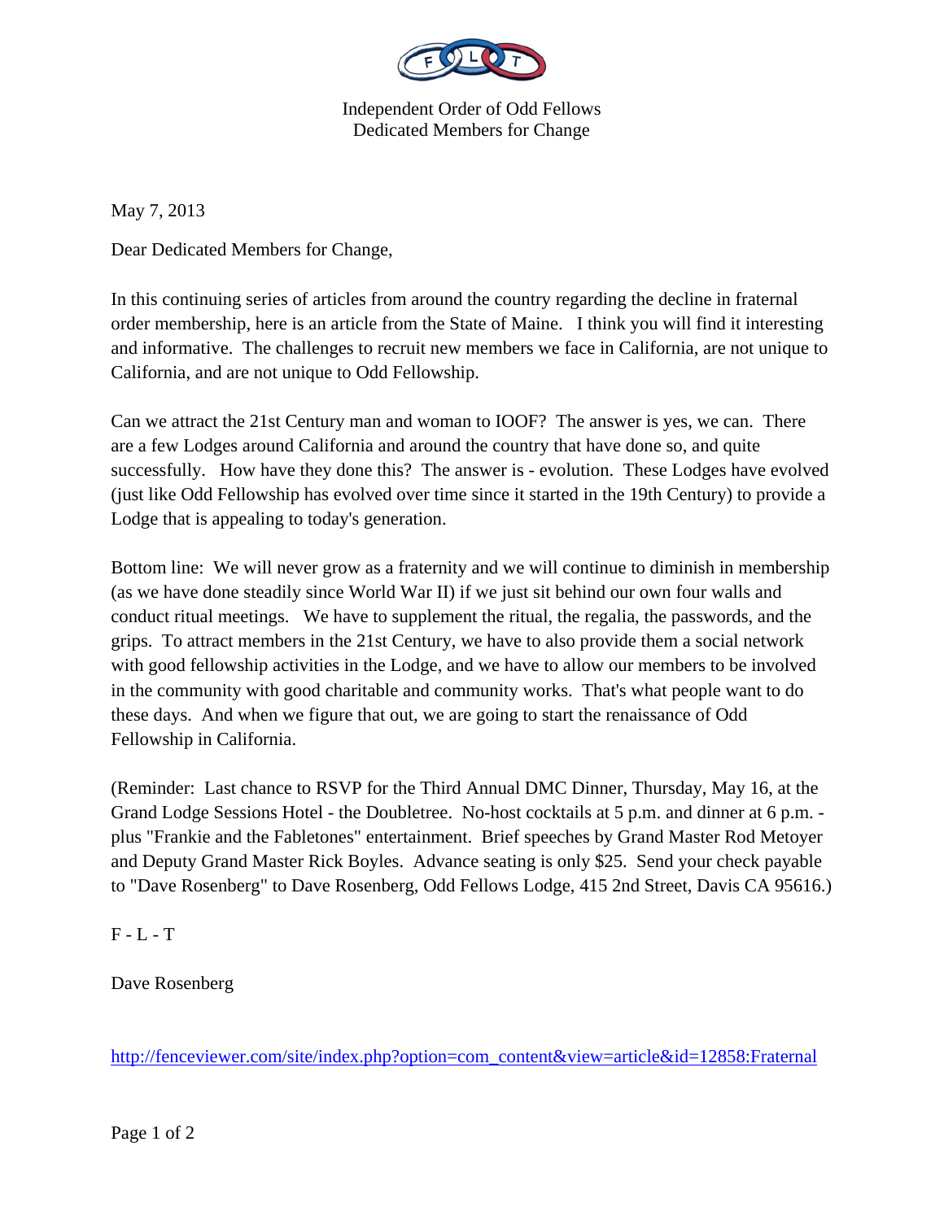Independent Order of Odd Fellows
Dedicated Members for Change

May 7, 2013

Dear Dedicated Members for Change,

In this continuing series of articles from around the country regarding the decline in fraternal order membership, here is an article from the State of Maine. I think you will find it interesting and informative. The challenges to recruit new members we face in California, are not unique to California, and are not unique to Odd Fellowship.

Can we attract the 21st Century man and woman to IOOF? The answer is yes, we can. There are a few Lodges around California and around the country that have done so, and quite successfully. How have they done this? The answer is - evolution. These Lodges have evolved (just like Odd Fellowship has evolved over time since it started in the 19th Century) to provide a Lodge that is appealing to today's generation.

Bottom line: We will never grow as a fraternity and we will continue to diminish in membership (as we have done steadily since World War II) if we just sit behind our own four walls and conduct ritual meetings. We have to supplement the ritual, the regalia, the passwords, and the grips. To attract members in the 21st Century, we have to also provide them a social network with good fellowship activities in the Lodge, and we have to allow our members to be involved in the community with good charitable and community works. That's what people want to do these days. And when we figure that out, we are going to start the renaissance of Odd Fellowship in California.

(Reminder: Last chance to RSVP for the Third Annual DMC Dinner, Thursday, May 16, at the Grand Lodge Sessions Hotel - the Doubletree. No-host cocktails at 5 p.m. and dinner at 6 p.m. - plus "Frankie and the Fabletones" entertainment. Brief speeches by Grand Master Rod Metoyer and Deputy Grand Master Rick Boyles. Advance seating is only $25. Send your check payable to "Dave Rosenberg" to Dave Rosenberg, Odd Fellows Lodge, 415 2nd Street, Davis CA 95616.)

F - L - T

Dave Rosenberg

http://fenceviewer.com/site/index.php?option=com_content&view=article&id=12858:Fraternal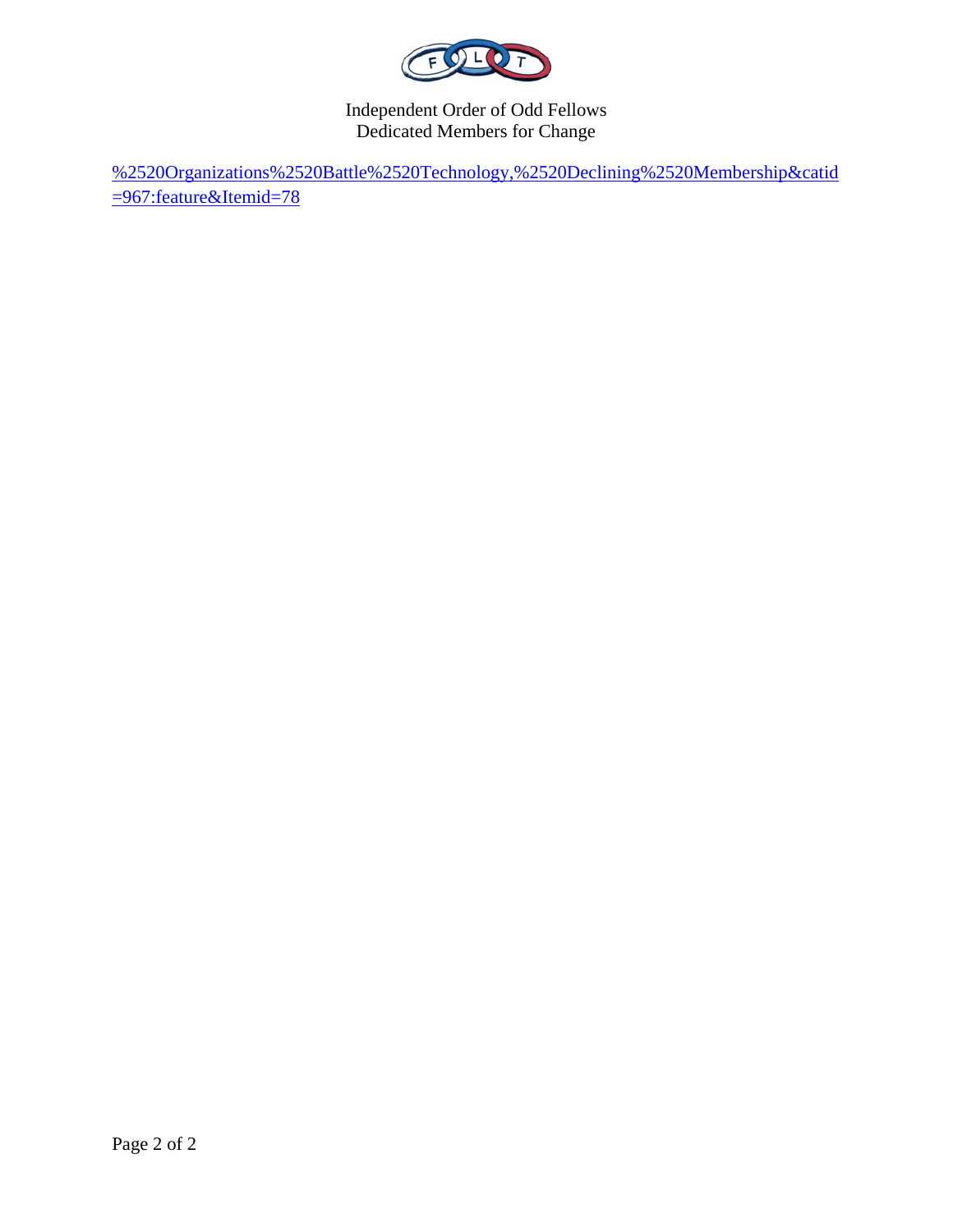%2520Organizations%2520Battle%2520Technology,%2520Declining%2520Membership&catid=967:feature&Itemid=78